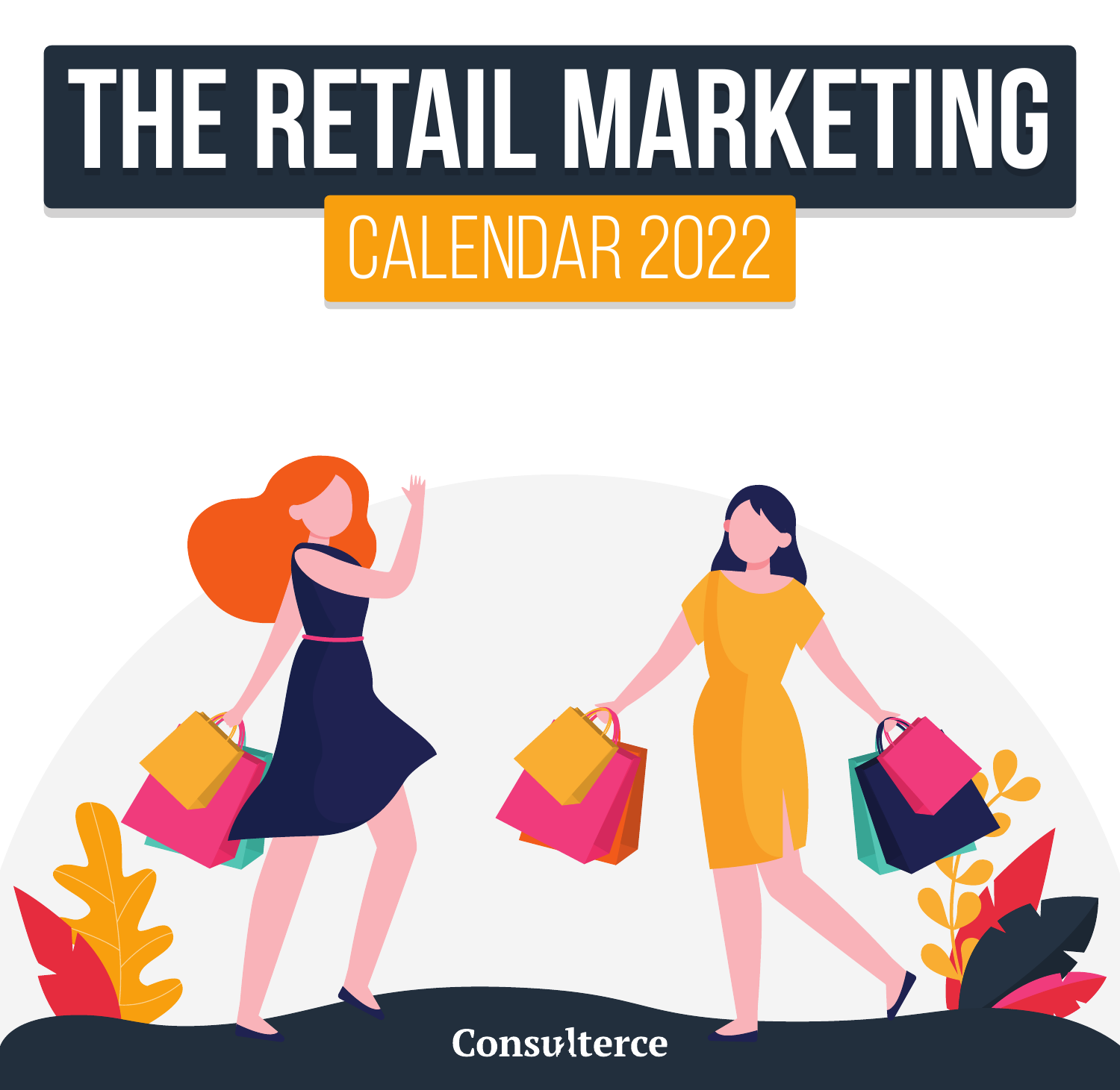# THE RETAIL MARKETING

## CALENDAR 2022

Consulterce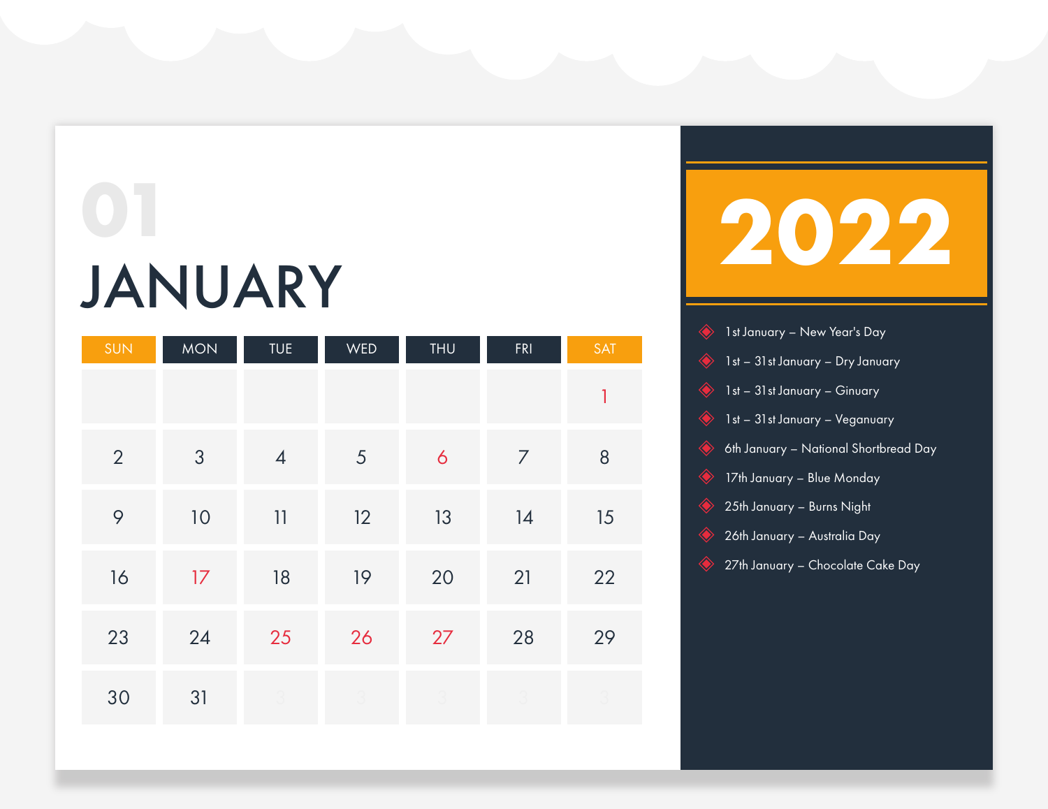# 01

# JANUARY

| SUN | MON | TUE | WED | THU | FRI | SAT |
|---|---|---|---|---|---|---|
| | | | | | | 1 |
| 2 | 3 | 4 | 5 | 6 | 7 | 8 |
| 9 | 10 | 11 | 12 | 13 | 14 | 15 |
| 16 | 17 | 18 | 19 | 20 | 21 | 22 |
| 23 | 24 | 25 | 26 | 27 | 28 | 29 |
| 30 | 31 | | | | | |

# 2022

- 1st January – New Year's Day
- 1st – 31st January – Dry January
- 1st – 31st January – Ginuary
- 1st – 31st January – Veganuary
- 6th January – National Shortbread Day
- 17th January – Blue Monday
- 25th January – Burns Night
- 26th January – Australia Day
- 27th January – Chocolate Cake Day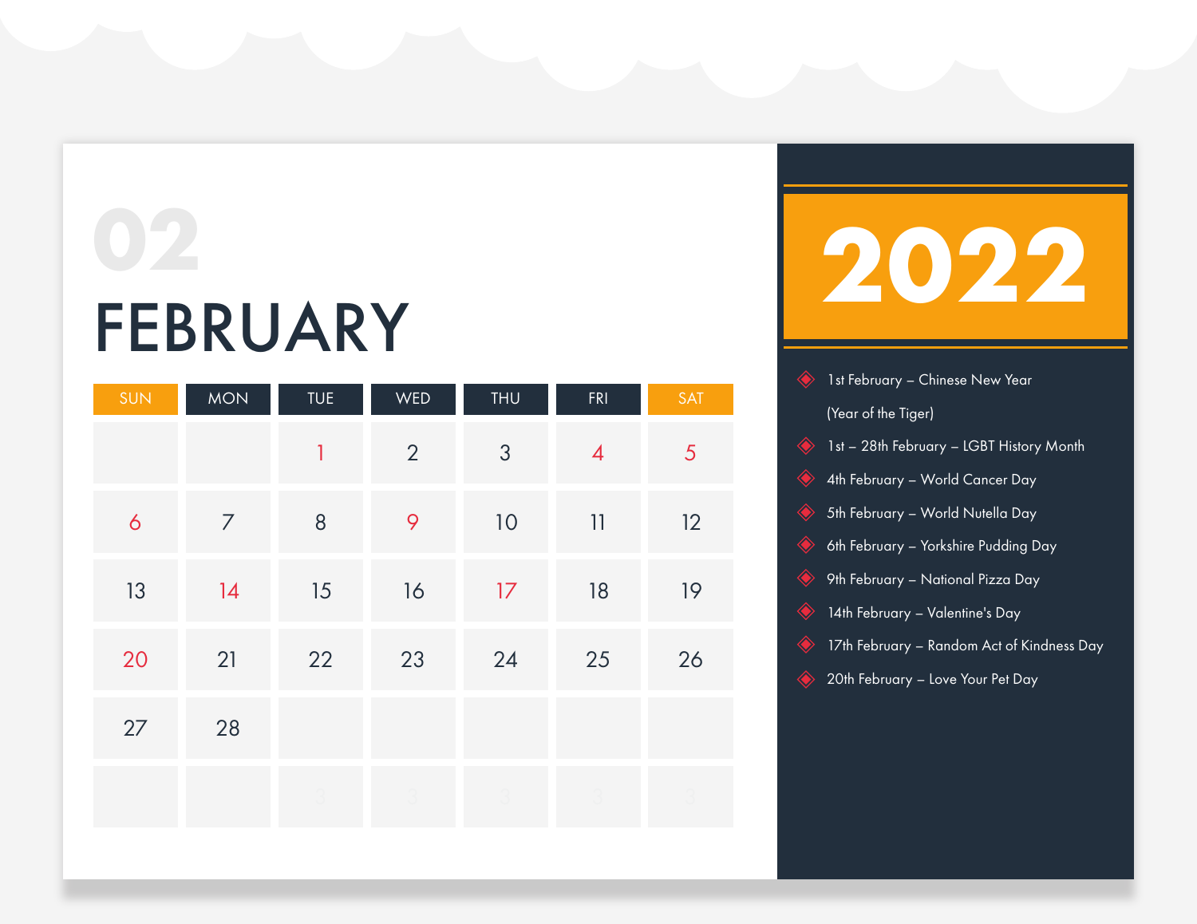02

# FEBRUARY

| SUN | MON | TUE | WED | THU | FRI | SAT |
|---|---|---|---|---|---|---|
| | | 1 | 2 | 3 | 4 | 5 |
| 6 | 7 | 8 | 9 | 10 | 11 | 12 |
| 13 | 14 | 15 | 16 | 17 | 18 | 19 |
| 20 | 21 | 22 | 23 | 24 | 25 | 26 |
| 27 | 28 | | | | | |
| | | | | | | |

# 2022

- 1st February – Chinese New Year (Year of the Tiger)
- 1st – 28th February – LGBT History Month
- 4th February – World Cancer Day
- 5th February – World Nutella Day
- 6th February – Yorkshire Pudding Day
- 9th February – National Pizza Day
- 14th February – Valentine's Day
- 17th February – Random Act of Kindness Day
- 20th February – Love Your Pet Day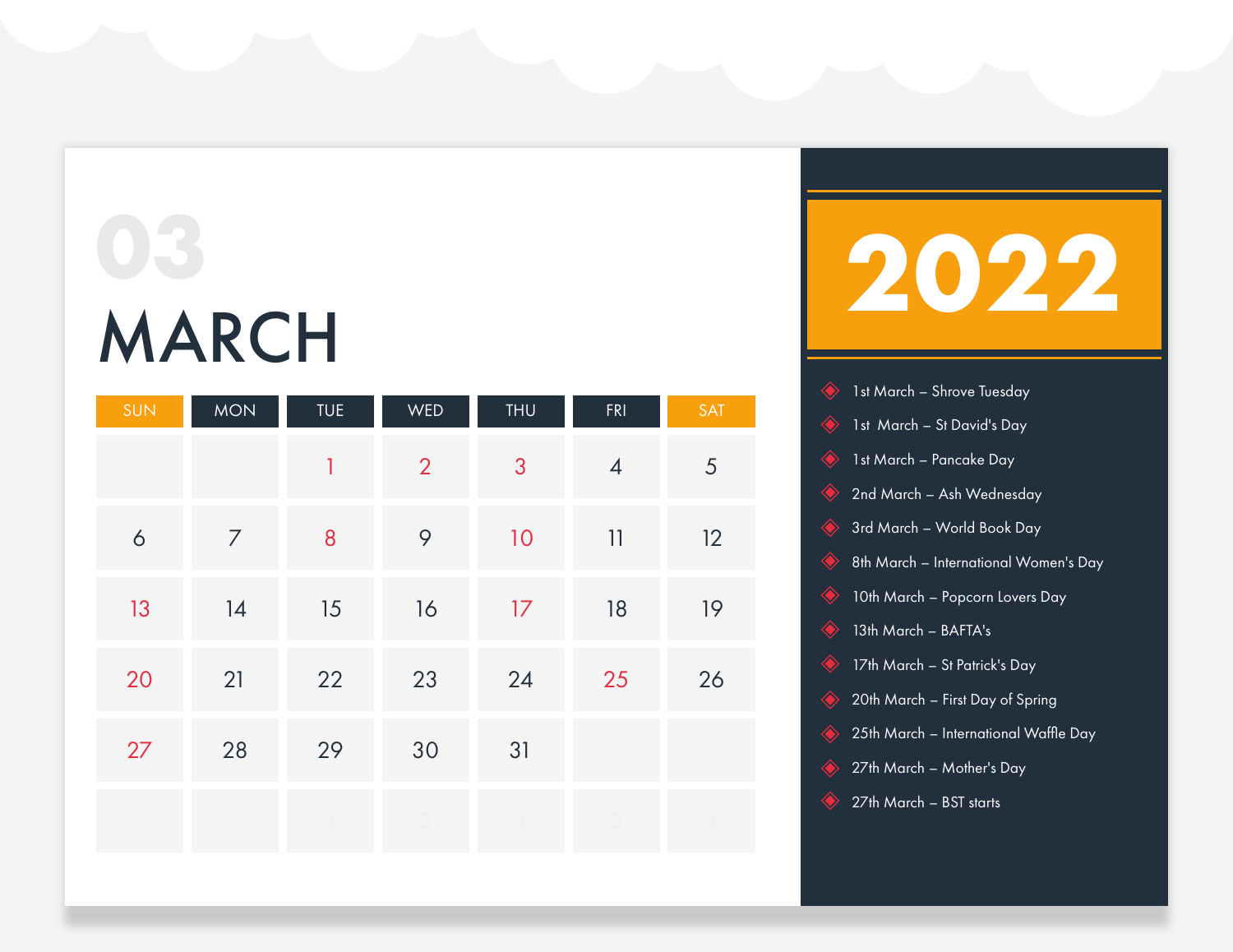03

# MARCH

| SUN | MON | TUE | WED | THU | FRI | SAT |
|---|---|---|---|---|---|---|
| | | 1 | 2 | 3 | 4 | 5 |
| 6 | 7 | 8 | 9 | 10 | 11 | 12 |
| 13 | 14 | 15 | 16 | 17 | 18 | 19 |
| 20 | 21 | 22 | 23 | 24 | 25 | 26 |
| 27 | 28 | 29 | 30 | 31 | | |

# 2022

- 1st March – Shrove Tuesday
- 1st March – St David's Day
- 1st March – Pancake Day
- 2nd March – Ash Wednesday
- 3rd March – World Book Day
- 8th March – International Women's Day
- 10th March – Popcorn Lovers Day
- 13th March – BAFTA's
- 17th March – St Patrick's Day
- 20th March – First Day of Spring
- 25th March – International Waffle Day
- 27th March – Mother's Day
- 27th March – BST starts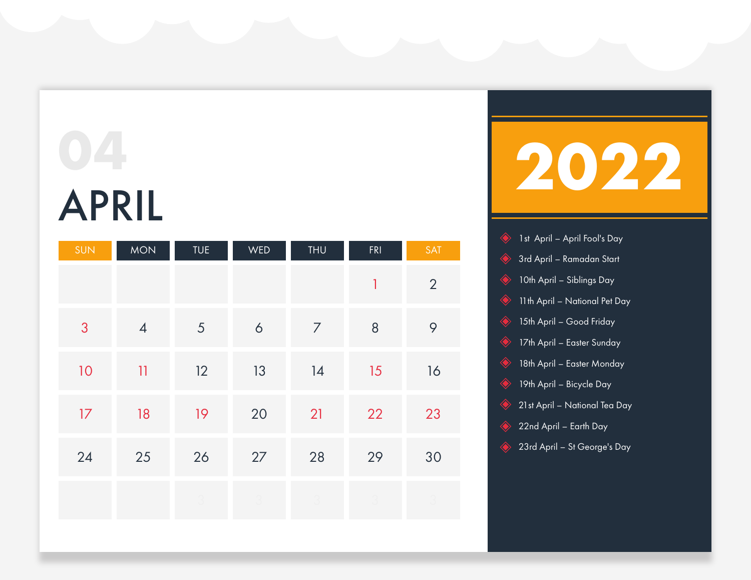# 04

# APRIL

| SUN | MON | TUE | WED | THU | FRI | SAT |
|---|---|---|---|---|---|---|
| | | | | | 1 | 2 |
| 3 | 4 | 5 | 6 | 7 | 8 | 9 |
| 10 | 11 | 12 | 13 | 14 | 15 | 16 |
| 17 | 18 | 19 | 20 | 21 | 22 | 23 |
| 24 | 25 | 26 | 27 | 28 | 29 | 30 |
| | | | | | | |

# 2022

- 1st April – April Fool's Day
- 3rd April – Ramadan Start
- 10th April – Siblings Day
- 11th April – National Pet Day
- 15th April – Good Friday
- 17th April – Easter Sunday
- 18th April – Easter Monday
- 19th April – Bicycle Day
- 21st April – National Tea Day
- 22nd April – Earth Day
- 23rd April – St George's Day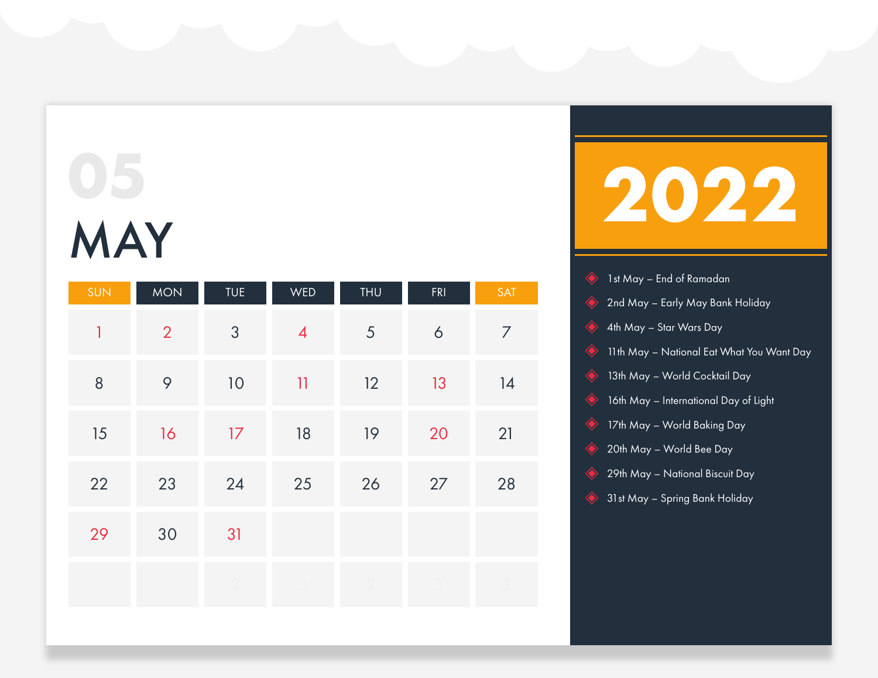# 05

# MAY

| SUN | MON | TUE | WED | THU | FRI | SAT |
|---|---|---|---|---|---|---|
| 1 | 2 | 3 | 4 | 5 | 6 | 7 |
| 8 | 9 | 10 | 11 | 12 | 13 | 14 |
| 15 | 16 | 17 | 18 | 19 | 20 | 21 |
| 22 | 23 | 24 | 25 | 26 | 27 | 28 |
| 29 | 30 | 31 | | | | |
| | | | | | | |

# 2022

- 1st May – End of Ramadan
- 2nd May – Early May Bank Holiday
- 4th May – Star Wars Day
- 11th May – National Eat What You Want Day
- 13th May – World Cocktail Day
- 16th May – International Day of Light
- 17th May – World Baking Day
- 20th May – World Bee Day
- 29th May – National Biscuit Day
- 31st May – Spring Bank Holiday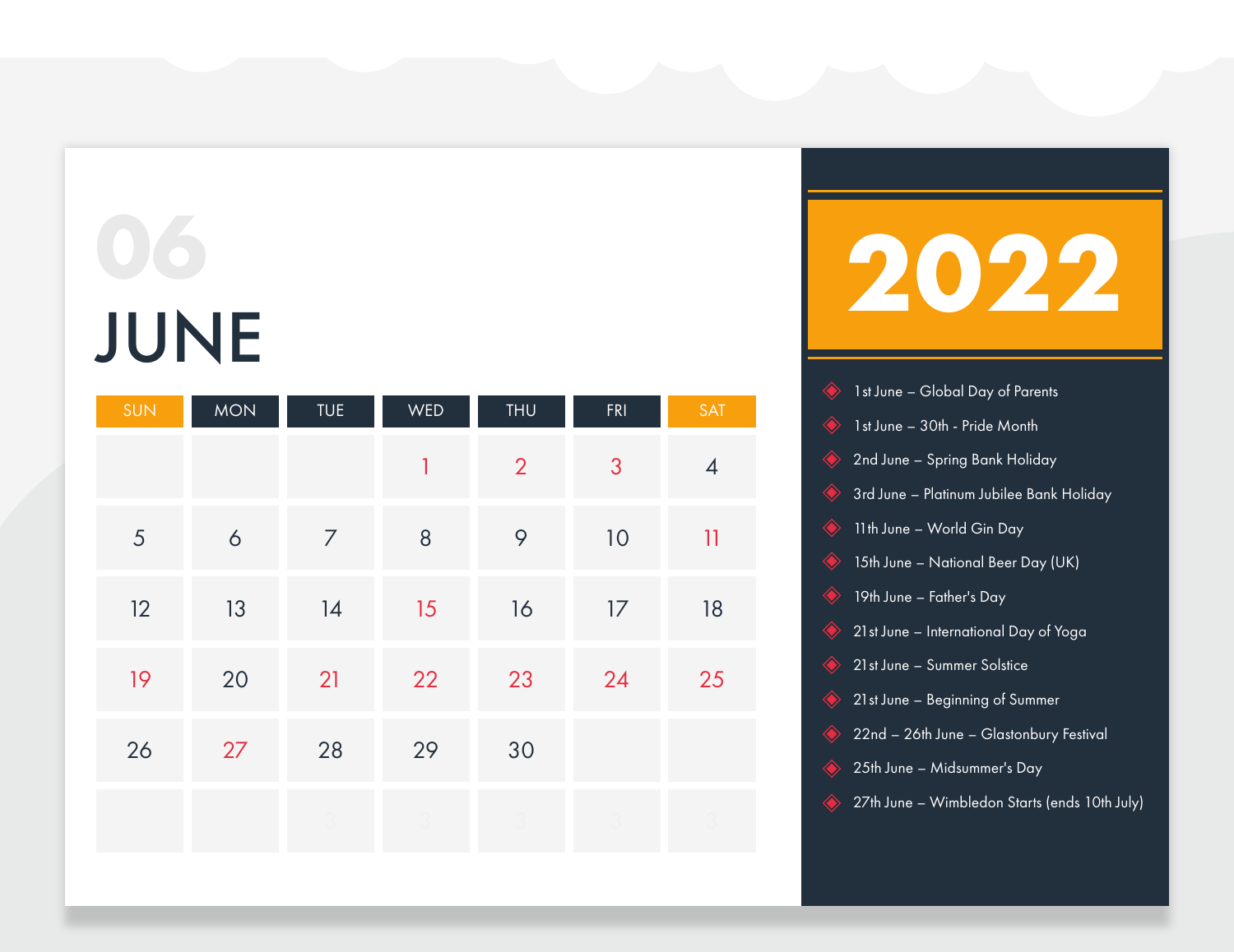06

# JUNE

| SUN | MON | TUE | WED | THU | FRI | SAT |
|---|---|---|---|---|---|---|
| | | | 1 | 2 | 3 | 4 |
| 5 | 6 | 7 | 8 | 9 | 10 | 11 |
| 12 | 13 | 14 | 15 | 16 | 17 | 18 |
| 19 | 20 | 21 | 22 | 23 | 24 | 25 |
| 26 | 27 | 28 | 29 | 30 | | |

# 2022

- 1st June – Global Day of Parents
- 1st June – 30th - Pride Month
- 2nd June – Spring Bank Holiday
- 3rd June – Platinum Jubilee Bank Holiday
- 11th June – World Gin Day
- 15th June – National Beer Day (UK)
- 19th June – Father's Day
- 21st June – International Day of Yoga
- 21st June – Summer Solstice
- 21st June – Beginning of Summer
- 22nd – 26th June – Glastonbury Festival
- 25th June – Midsummer's Day
- 27th June – Wimbledon Starts (ends 10th July)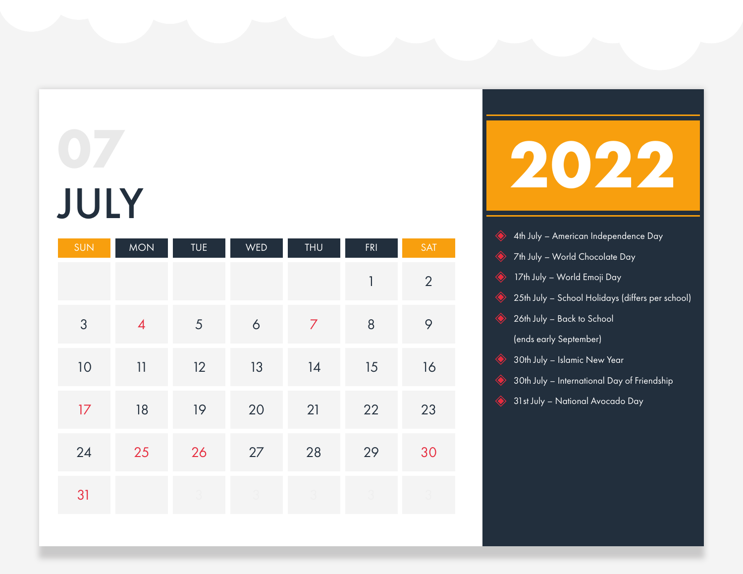# 07

# JULY

| SUN | MON | TUE | WED | THU | FRI | SAT |
|---|---|---|---|---|---|---|
| | | | | | 1 | 2 |
| 3 | 4 | 5 | 6 | 7 | 8 | 9 |
| 10 | 11 | 12 | 13 | 14 | 15 | 16 |
| 17 | 18 | 19 | 20 | 21 | 22 | 23 |
| 24 | 25 | 26 | 27 | 28 | 29 | 30 |
| 31 | | | | | | |

# 2022

- 4th July – American Independence Day
- 7th July – World Chocolate Day
- 17th July – World Emoji Day
- 25th July – School Holidays (differs per school)
- 26th July – Back to School (ends early September)
- 30th July – Islamic New Year
- 30th July – International Day of Friendship
- 31st July – National Avocado Day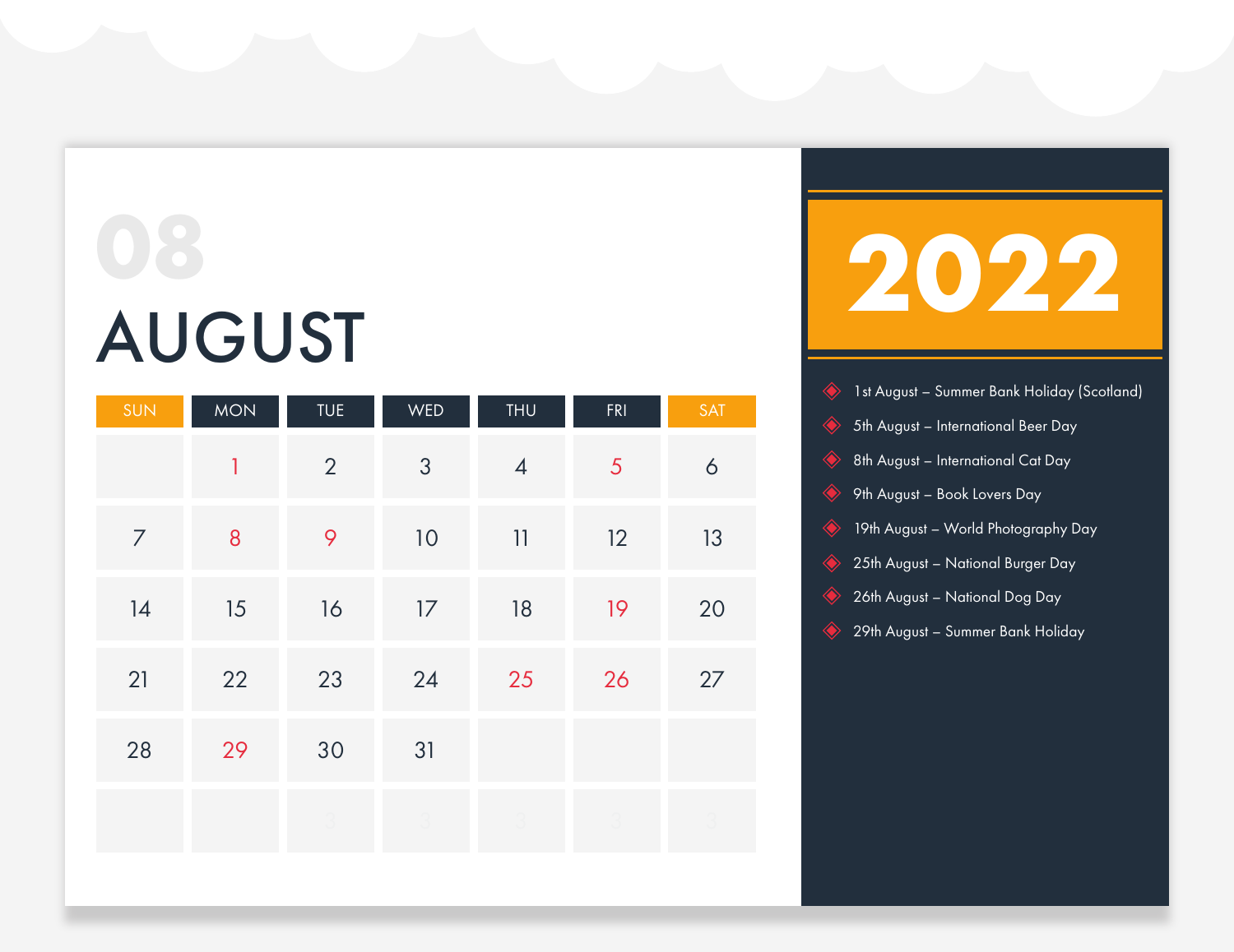08

# AUGUST

| SUN | MON | TUE | WED | THU | FRI | SAT |
|---|---|---|---|---|---|---|
| | 1 | 2 | 3 | 4 | 5 | 6 |
| 7 | 8 | 9 | 10 | 11 | 12 | 13 |
| 14 | 15 | 16 | 17 | 18 | 19 | 20 |
| 21 | 22 | 23 | 24 | 25 | 26 | 27 |
| 28 | 29 | 30 | 31 | | | |

# 2022

- 1st August – Summer Bank Holiday (Scotland)
- 5th August – International Beer Day
- 8th August – International Cat Day
- 9th August – Book Lovers Day
- 19th August – World Photography Day
- 25th August – National Burger Day
- 26th August – National Dog Day
- 29th August – Summer Bank Holiday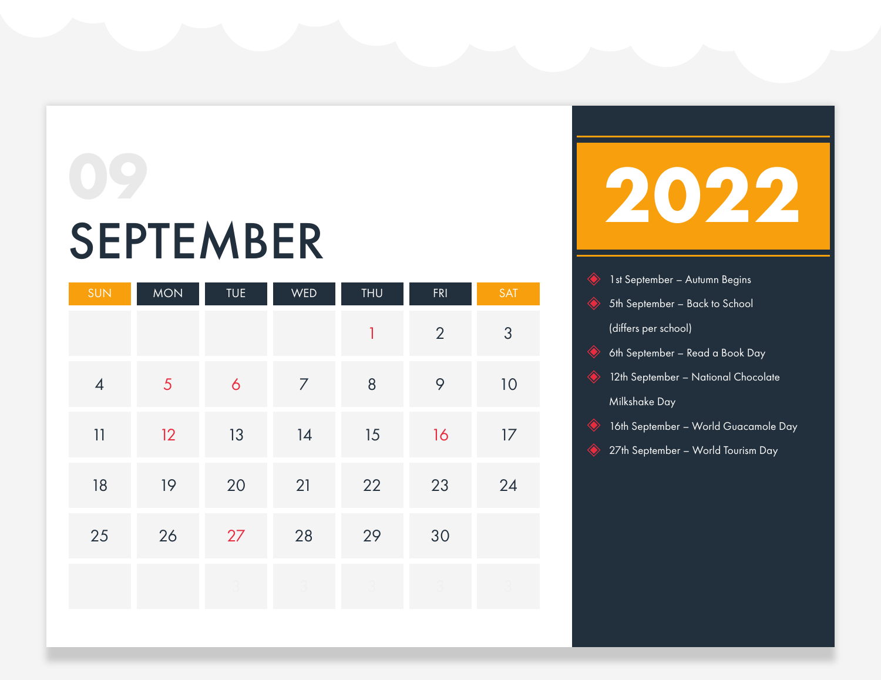09

# SEPTEMBER

| SUN | MON | TUE | WED | THU | FRI | SAT |
|---|---|---|---|---|---|---|
| | | | | 1 | 2 | 3 |
| 4 | 5 | 6 | 7 | 8 | 9 | 10 |
| 11 | 12 | 13 | 14 | 15 | 16 | 17 |
| 18 | 19 | 20 | 21 | 22 | 23 | 24 |
| 25 | 26 | 27 | 28 | 29 | 30 | |

# 2022

- 1st September – Autumn Begins
- 5th September – Back to School (differs per school)
- 6th September – Read a Book Day
- 12th September – National Chocolate Milkshake Day
- 16th September – World Guacamole Day
- 27th September – World Tourism Day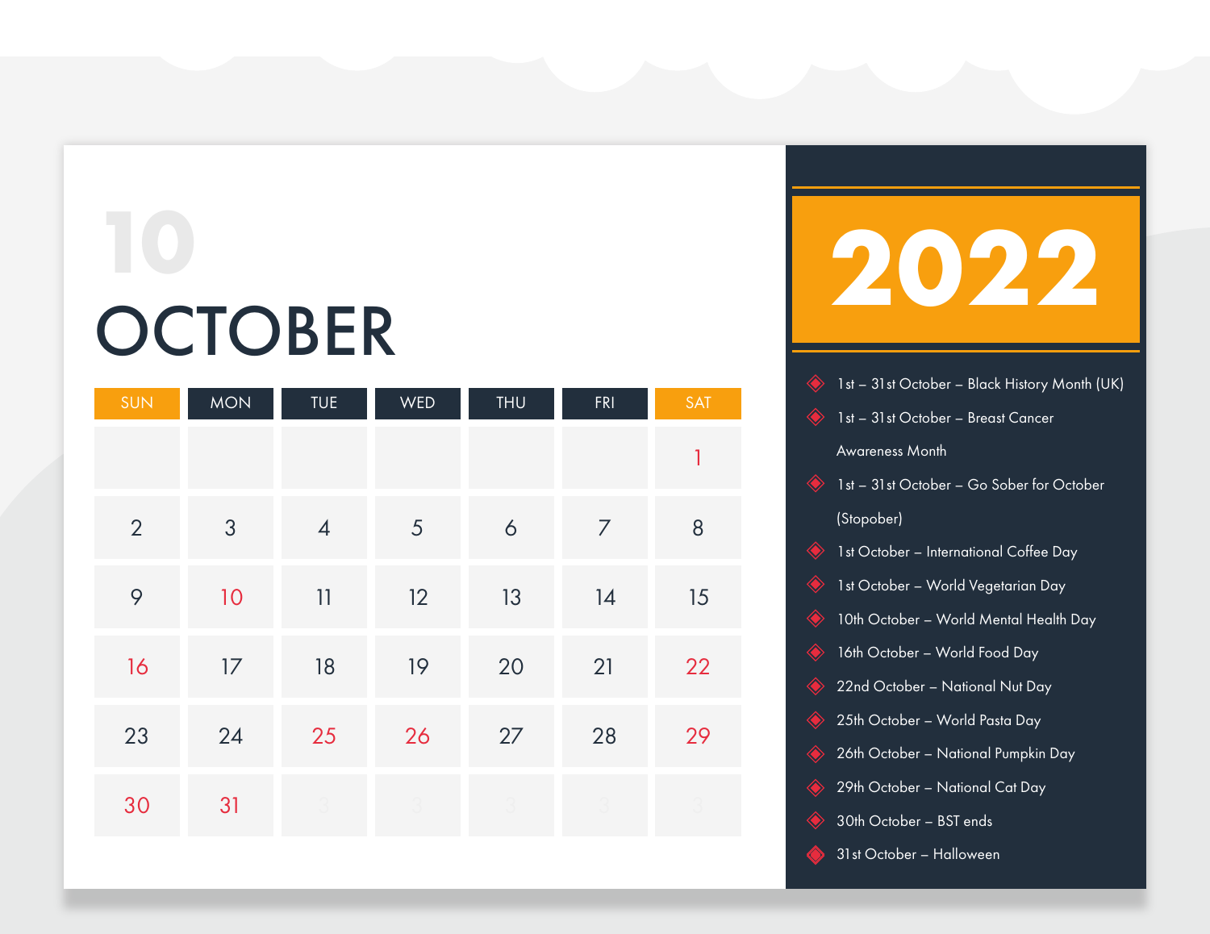# 10

# OCTOBER

| SUN | MON | TUE | WED | THU | FRI | SAT |
|---|---|---|---|---|---|---|
| | | | | | | 1 |
| 2 | 3 | 4 | 5 | 6 | 7 | 8 |
| 9 | 10 | 11 | 12 | 13 | 14 | 15 |
| 16 | 17 | 18 | 19 | 20 | 21 | 22 |
| 23 | 24 | 25 | 26 | 27 | 28 | 29 |
| 30 | 31 | | | | | |

# 2022

- 1st – 31st October – Black History Month (UK)
- 1st – 31st October – Breast Cancer Awareness Month
- 1st – 31st October – Go Sober for October (Stopober)
- 1st October – International Coffee Day
- 1st October – World Vegetarian Day
- 10th October – World Mental Health Day
- 16th October – World Food Day
- 22nd October – National Nut Day
- 25th October – World Pasta Day
- 26th October – National Pumpkin Day
- 29th October – National Cat Day
- 30th October – BST ends
- 31st October – Halloween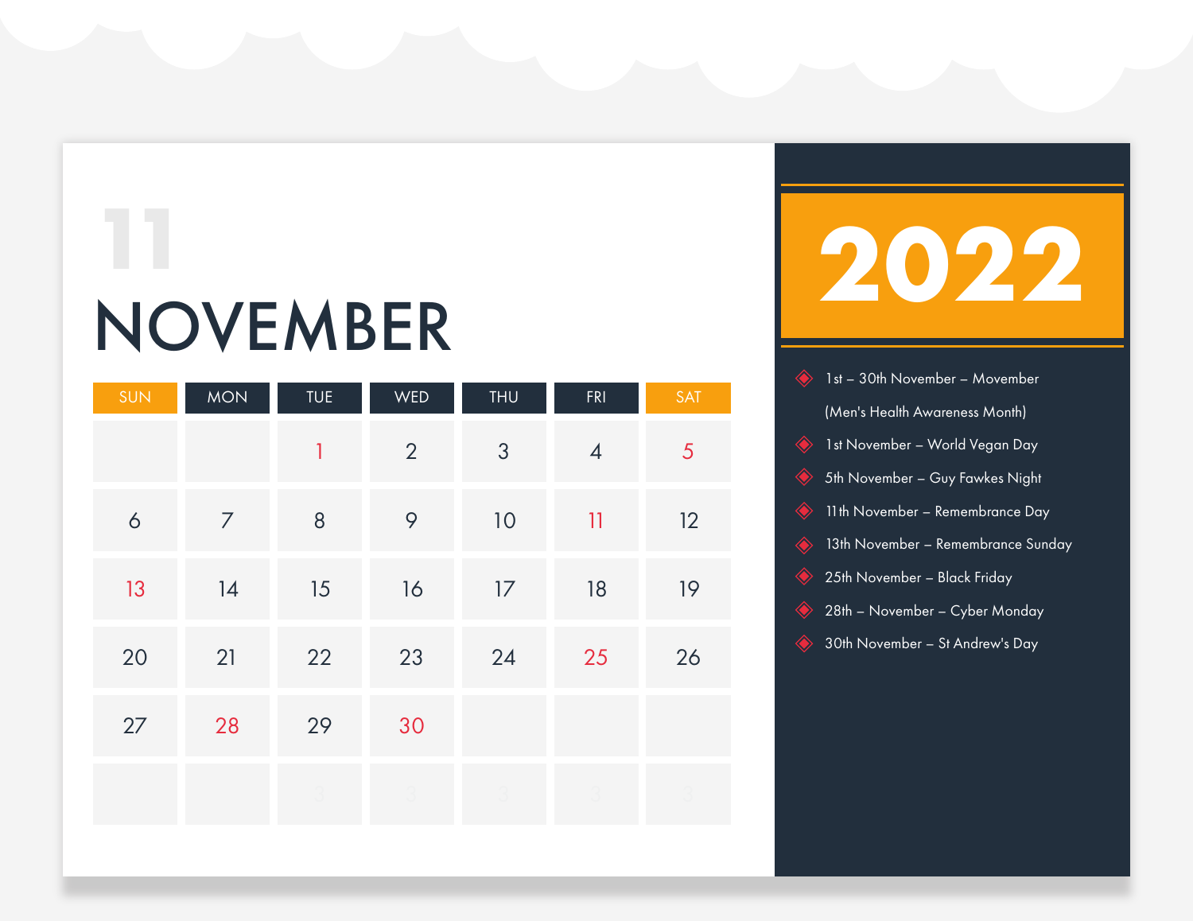11

# NOVEMBER

| SUN | MON | TUE | WED | THU | FRI | SAT |
|---|---|---|---|---|---|---|
| | | 1 | 2 | 3 | 4 | 5 |
| 6 | 7 | 8 | 9 | 10 | 11 | 12 |
| 13 | 14 | 15 | 16 | 17 | 18 | 19 |
| 20 | 21 | 22 | 23 | 24 | 25 | 26 |
| 27 | 28 | 29 | 30 | | | |

## 2022

- 1st – 30th November – Movember (Men's Health Awareness Month)
- 1st November – World Vegan Day
- 5th November – Guy Fawkes Night
- 11th November – Remembrance Day
- 13th November – Remembrance Sunday
- 25th November – Black Friday
- 28th – November – Cyber Monday
- 30th November – St Andrew's Day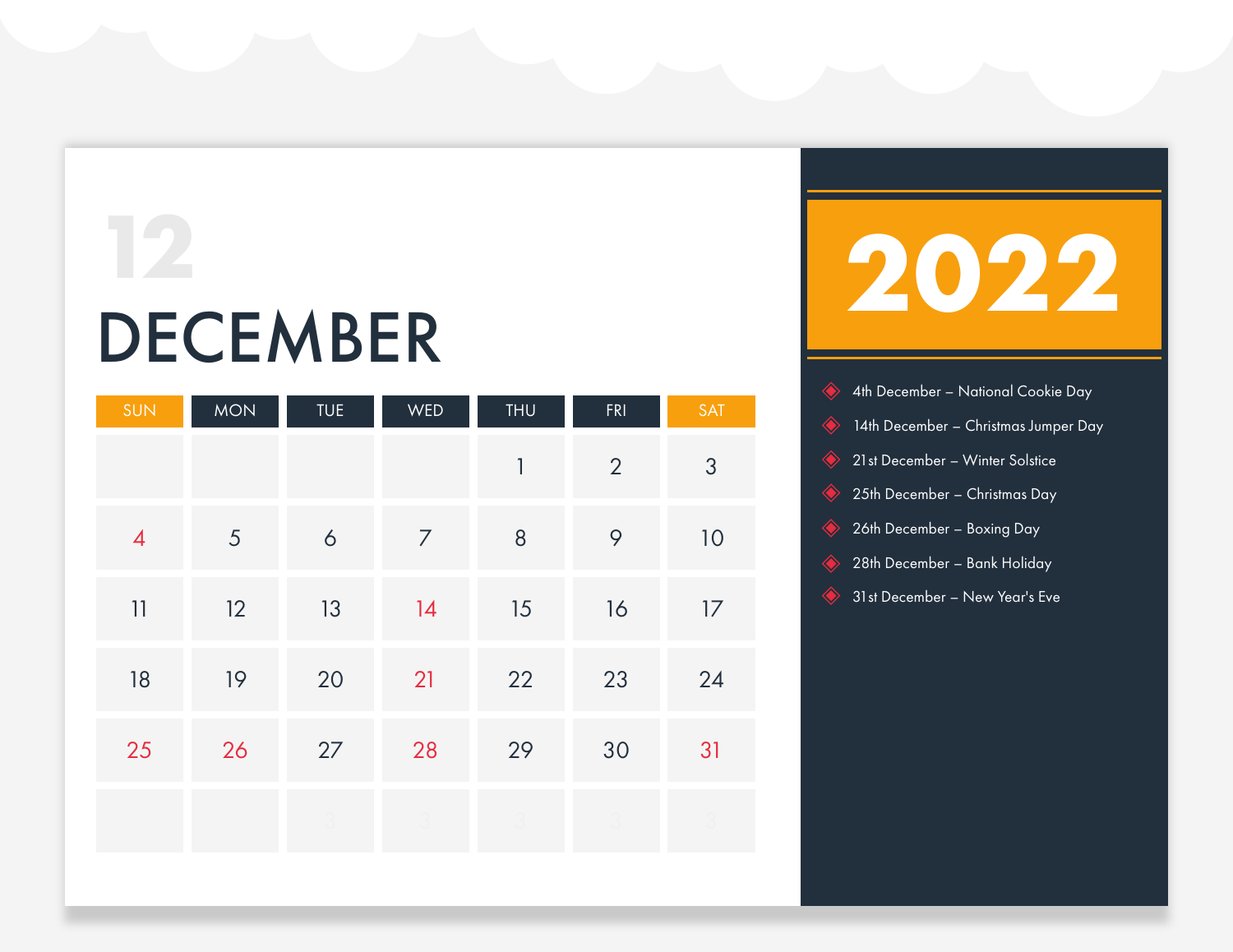12

# DECEMBER

| SUN | MON | TUE | WED | THU | FRI | SAT |
|---|---|---|---|---|---|---|
| | | | | 1 | 2 | 3 |
| 4 | 5 | 6 | 7 | 8 | 9 | 10 |
| 11 | 12 | 13 | 14 | 15 | 16 | 17 |
| 18 | 19 | 20 | 21 | 22 | 23 | 24 |
| 25 | 26 | 27 | 28 | 29 | 30 | 31 |
| | | 3 | 3 | 3 | 3 | 3 |

# 2022

- 4th December – National Cookie Day
- 14th December – Christmas Jumper Day
- 21st December – Winter Solstice
- 25th December – Christmas Day
- 26th December – Boxing Day
- 28th December – Bank Holiday
- 31st December – New Year's Eve